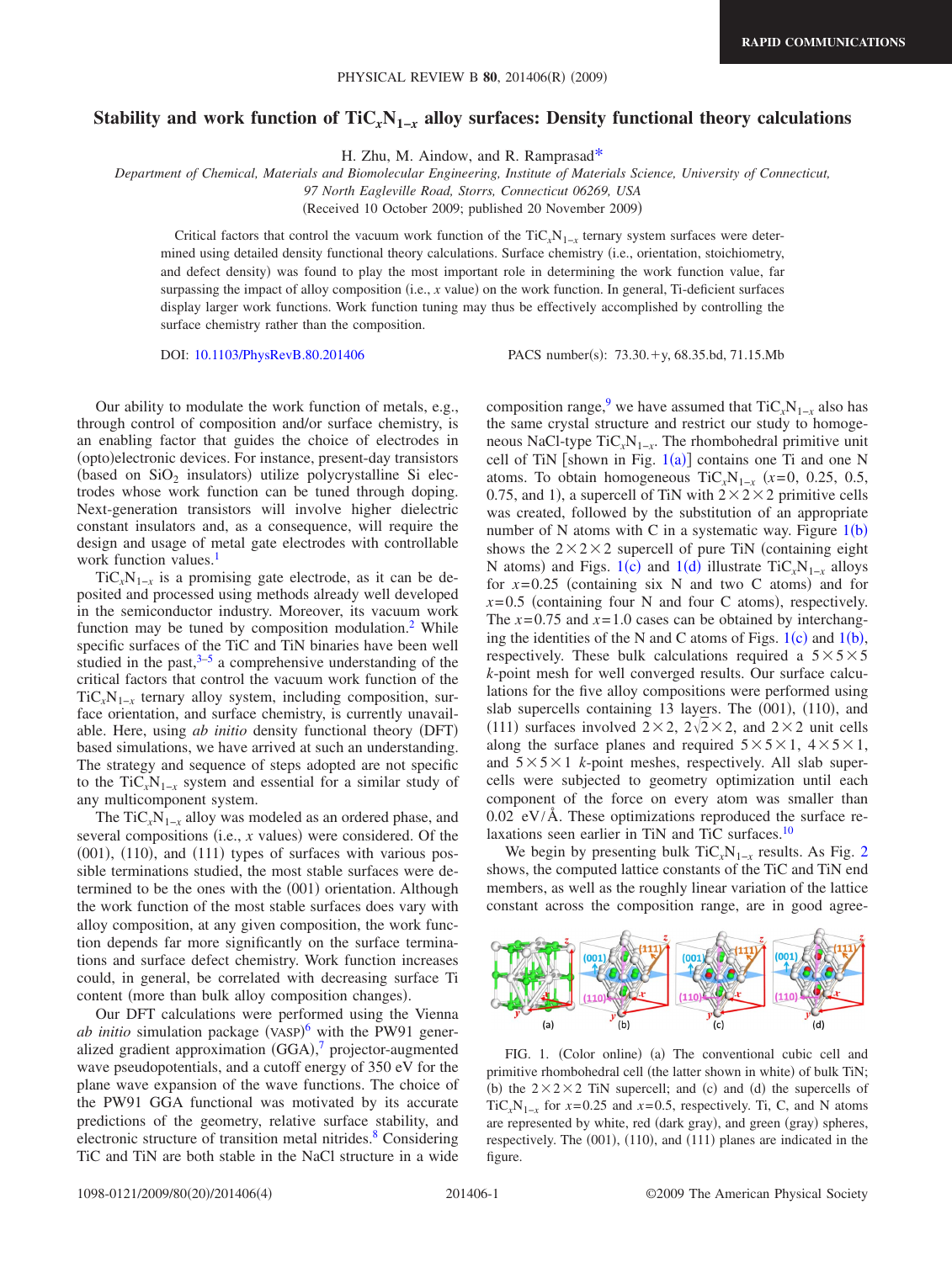RAPID COMMUNICATIONS

# Stability and work function of $TiC_xN_{1-x}$ alloy surfaces: Density functional theory calculations

H. Zhu, M. Aindow, and R. Ramprasad*

*Department of Chemical, Materials and Biomolecular Engineering, Institute of Materials Science, University of Connecticut, 97 North Eagleville Road, Storrs, Connecticut 06269, USA*

(Received 10 October 2009; published 20 November 2009)

Critical factors that control the vacuum work function of the $TiC_xN_{1-x}$ ternary system surfaces were determined using detailed density functional theory calculations. Surface chemistry (i.e., orientation, stoichiometry, and defect density) was found to play the most important role in determining the work function value, far surpassing the impact of alloy composition (i.e., $x$ value) on the work function. In general, Ti-deficient surfaces display larger work functions. Work function tuning may thus be effectively accomplished by controlling the surface chemistry rather than the composition.

DOI: 10.1103/PhysRevB.80.201406    PACS number(s): 73.30.+y, 68.35.bd, 71.15.Mb

Our ability to modulate the work function of metals, e.g., through control of composition and/or surface chemistry, is an enabling factor that guides the choice of electrodes in (opto)electronic devices. For instance, present-day transistors (based on $SiO_2$ insulators) utilize polycrystalline Si electrodes whose work function can be tuned through doping. Next-generation transistors will involve higher dielectric constant insulators and, as a consequence, will require the design and usage of metal gate electrodes with controllable work function values.[1]

$TiC_xN_{1-x}$ is a promising gate electrode, as it can be deposited and processed using methods already well developed in the semiconductor industry. Moreover, its vacuum work function may be tuned by composition modulation.[2] While specific surfaces of the TiC and TiN binaries have been well studied in the past,[3–5] a comprehensive understanding of the critical factors that control the vacuum work function of the $TiC_xN_{1-x}$ ternary alloy system, including composition, surface orientation, and surface chemistry, is currently unavailable. Here, using *ab initio* density functional theory (DFT) based simulations, we have arrived at such an understanding. The strategy and sequence of steps adopted are not specific to the $TiC_xN_{1-x}$ system and essential for a similar study of any multicomponent system.

The $TiC_xN_{1-x}$ alloy was modeled as an ordered phase, and several compositions (i.e., $x$ values) were considered. Of the (001), (110), and (111) types of surfaces with various possible terminations studied, the most stable surfaces were determined to be the ones with the (001) orientation. Although the work function of the most stable surfaces does vary with alloy composition, at any given composition, the work function depends far more significantly on the surface terminations and surface defect chemistry. Work function increases could, in general, be correlated with decreasing surface Ti content (more than bulk alloy composition changes).

Our DFT calculations were performed using the Vienna *ab initio* simulation package (VASP)[6] with the PW91 generalized gradient approximation (GGA),[7] projector-augmented wave pseudopotentials, and a cutoff energy of 350 eV for the plane wave expansion of the wave functions. The choice of the PW91 GGA functional was motivated by its accurate predictions of the geometry, relative surface stability, and electronic structure of transition metal nitrides.[8] Considering TiC and TiN are both stable in the NaCl structure in a wide composition range,[9] we have assumed that $TiC_xN_{1-x}$ also has the same crystal structure and restrict our study to homogeneous NaCl-type $TiC_xN_{1-x}$. The rhombohedral primitive unit cell of TiN [shown in Fig. 1(a)] contains one Ti and one N atoms. To obtain homogeneous $TiC_xN_{1-x}$ ($x$=0, 0.25, 0.5, 0.75, and 1), a supercell of TiN with $2\times2\times2$ primitive cells was created, followed by the substitution of an appropriate number of N atoms with C in a systematic way. Figure 1(b) shows the $2\times2\times2$ supercell of pure TiN (containing eight N atoms) and Figs. 1(c) and 1(d) illustrate $TiC_xN_{1-x}$ alloys for $x$=0.25 (containing six N and two C atoms) and for $x$=0.5 (containing four N and four C atoms), respectively. The $x$=0.75 and $x$=1.0 cases can be obtained by interchanging the identities of the N and C atoms of Figs. 1(c) and 1(b), respectively. These bulk calculations required a $5\times5\times5$ $k$-point mesh for well converged results. Our surface calculations for the five alloy compositions were performed using slab supercells containing 13 layers. The (001), (110), and (111) surfaces involved $2\times2$, $2\sqrt{2}\times2$, and $2\times2$ unit cells along the surface planes and required $5\times5\times1$, $4\times5\times1$, and $5\times5\times1$ $k$-point meshes, respectively. All slab supercells were subjected to geometry optimization until each component of the force on every atom was smaller than 0.02 eV/Å. These optimizations reproduced the surface relaxations seen earlier in TiN and TiC surfaces.[10]

We begin by presenting bulk $TiC_xN_{1-x}$ results. As Fig. 2 shows, the computed lattice constants of the TiC and TiN end members, as well as the roughly linear variation of the lattice constant across the composition range, are in good agree-

FIG. 1. (Color online) (a) The conventional cubic cell and primitive rhombohedral cell (the latter shown in white) of bulk TiN; (b) the $2\times2\times2$ TiN supercell; and (c) and (d) the supercells of $TiC_xN_{1-x}$ for $x$=0.25 and $x$=0.5, respectively. Ti, C, and N atoms are represented by white, red (dark gray), and green (gray) spheres, respectively. The (001), (110), and (111) planes are indicated in the figure.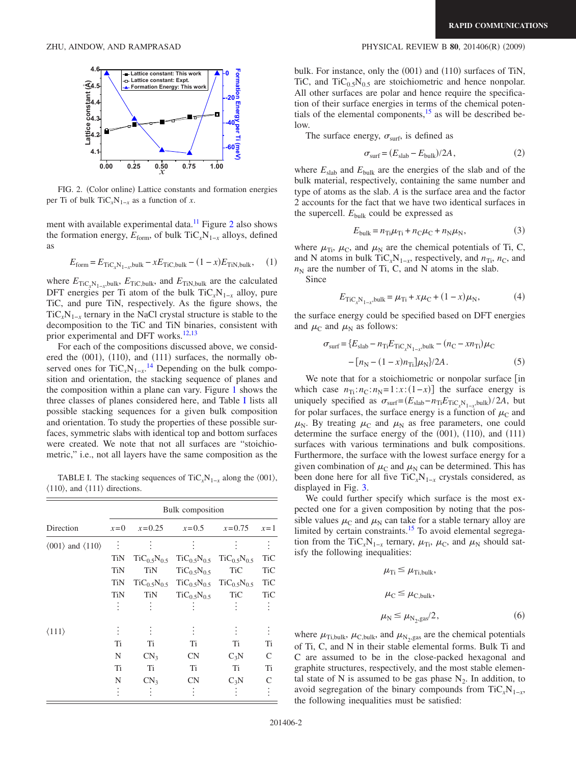FIG. 2. (Color online) Lattice constants and formation energies per Ti of bulk $TiC_xN_{1-x}$ as a function of $x$.

ment with available experimental data.[11] Figure 2 also shows the formation energy, $E_{\text{form}}$, of bulk $TiC_xN_{1-x}$ alloys, defined as

$$E_{\text{form}} = E_{TiC_xN_{1-x},\text{bulk}} - xE_{TiC,\text{bulk}} - (1-x)E_{TiN,\text{bulk}}, \quad (1)$$

where $E_{TiC_xN_{1-x},\text{bulk}}$, $E_{TiC,\text{bulk}}$, and $E_{TiN,\text{bulk}}$ are the calculated DFT energies per Ti atom of the bulk $TiC_xN_{1-x}$ alloy, pure TiC, and pure TiN, respectively. As the figure shows, the $TiC_xN_{1-x}$ ternary in the NaCl crystal structure is stable to the decomposition to the TiC and TiN binaries, consistent with prior experimental and DFT works.[12,13]

For each of the compositions discussed above, we considered the (001), (110), and (111) surfaces, the normally observed ones for $TiC_xN_{1-x}$.[14] Depending on the bulk composition and orientation, the stacking sequence of planes and the composition within a plane can vary. Figure 1 shows the three classes of planes considered here, and Table I lists all possible stacking sequences for a given bulk composition and orientation. To study the properties of these possible surfaces, symmetric slabs with identical top and bottom surfaces were created. We note that not all surfaces are "stoichiometric," i.e., not all layers have the same composition as the bulk. For instance, only the (001) and (110) surfaces of TiN, TiC, and $TiC_{0.5}N_{0.5}$ are stoichiometric and hence nonpolar. All other surfaces are polar and hence require the specification of their surface energies in terms of the chemical potentials of the elemental components,[15] as will be described below.

TABLE I. The stacking sequences of $TiC_xN_{1-x}$ along the ⟨001⟩, ⟨110⟩, and ⟨111⟩ directions.

| | Bulk composition | | | | |
|---|---|---|---|---|---|
| Direction | $x=0$ | $x=0.25$ | $x=0.5$ | $x=0.75$ | $x=1$ |
| ⟨001⟩ and ⟨110⟩ | ⋮ | ⋮ | ⋮ | ⋮ | ⋮ |
| | TiN | $TiC_{0.5}N_{0.5}$ | $TiC_{0.5}N_{0.5}$ | $TiC_{0.5}N_{0.5}$ | TiC |
| | TiN | TiN | $TiC_{0.5}N_{0.5}$ | TiC | TiC |
| | TiN | $TiC_{0.5}N_{0.5}$ | $TiC_{0.5}N_{0.5}$ | $TiC_{0.5}N_{0.5}$ | TiC |
| | TiN | TiN | $TiC_{0.5}N_{0.5}$ | TiC | TiC |
| | ⋮ | ⋮ | ⋮ | ⋮ | ⋮ |
| ⟨111⟩ | ⋮ | ⋮ | ⋮ | ⋮ | ⋮ |
| | Ti | Ti | Ti | Ti | Ti |
| | N | $CN_3$ | CN | $C_3N$ | C |
| | Ti | Ti | Ti | Ti | Ti |
| | N | $CN_3$ | CN | $C_3N$ | C |
| | ⋮ | ⋮ | ⋮ | ⋮ | ⋮ |

The surface energy, $\sigma_{\text{surf}}$, is defined as

$$\sigma_{\text{surf}} = (E_{\text{slab}} - E_{\text{bulk}})/2A, \quad (2)$$

where $E_{\text{slab}}$ and $E_{\text{bulk}}$ are the energies of the slab and of the bulk material, respectively, containing the same number and type of atoms as the slab. $A$ is the surface area and the factor 2 accounts for the fact that we have two identical surfaces in the supercell. $E_{\text{bulk}}$ could be expressed as

$$E_{\text{bulk}} = n_{\text{Ti}}\mu_{\text{Ti}} + n_{\text{C}}\mu_{\text{C}} + n_{\text{N}}\mu_{\text{N}}, \quad (3)$$

where $\mu_{\text{Ti}}$, $\mu_{\text{C}}$, and $\mu_{\text{N}}$ are the chemical potentials of Ti, C, and N atoms in bulk $TiC_xN_{1-x}$, respectively, and $n_{\text{Ti}}$, $n_{\text{C}}$, and $n_{\text{N}}$ are the number of Ti, C, and N atoms in the slab.

Since

$$E_{TiC_xN_{1-x},\text{bulk}} = \mu_{\text{Ti}} + x\mu_{\text{C}} + (1-x)\mu_{\text{N}}, \quad (4)$$

the surface energy could be specified based on DFT energies and $\mu_{\text{C}}$ and $\mu_{\text{N}}$ as follows:

$$\sigma_{\text{surf}} = \{E_{\text{slab}} - n_{\text{Ti}}E_{TiC_xN_{1-x},\text{bulk}} - (n_{\text{C}} - xn_{\text{Ti}})\mu_{\text{C}} - [n_{\text{N}} - (1-x)n_{\text{Ti}}]\mu_{\text{N}}\}/2A. \quad (5)$$

We note that for a stoichiometric or nonpolar surface [in which case $n_{\text{Ti}}:n_{\text{C}}:n_{\text{N}} = 1:x:(1-x)$] the surface energy is uniquely specified as $\sigma_{\text{surf}} = (E_{\text{slab}} - n_{\text{Ti}}E_{TiC_xN_{1-x},\text{bulk}})/2A$, but for polar surfaces, the surface energy is a function of $\mu_{\text{C}}$ and $\mu_{\text{N}}$. By treating $\mu_{\text{C}}$ and $\mu_{\text{N}}$ as free parameters, one could determine the surface energy of the (001), (110), and (111) surfaces with various terminations and bulk compositions. Furthermore, the surface with the lowest surface energy for a given combination of $\mu_{\text{C}}$ and $\mu_{\text{N}}$ can be determined. This has been done here for all five $TiC_xN_{1-x}$ crystals considered, as displayed in Fig. 3.

We could further specify which surface is the most expected one for a given composition by noting that the possible values $\mu_{\text{C}}$ and $\mu_{\text{N}}$ can take for a stable ternary alloy are limited by certain constraints.[15] To avoid elemental segregation from the $TiC_xN_{1-x}$ ternary, $\mu_{\text{Ti}}$, $\mu_{\text{C}}$, and $\mu_{\text{N}}$ should satisfy the following inequalities:

$$\mu_{\text{Ti}} \leq \mu_{\text{Ti,bulk}},$$

$$\mu_{\text{C}} \leq \mu_{\text{C,bulk}},$$

$$\mu_{\text{N}} \leq \mu_{N_2,\text{gas}}/2, \quad (6)$$

where $\mu_{\text{Ti,bulk}}$, $\mu_{\text{C,bulk}}$, and $\mu_{N_2,\text{gas}}$ are the chemical potentials of Ti, C, and N in their stable elemental forms. Bulk Ti and C are assumed to be in the close-packed hexagonal and graphite structures, respectively, and the most stable elemental state of N is assumed to be gas phase $N_2$. In addition, to avoid segregation of the binary compounds from $TiC_xN_{1-x}$, the following inequalities must be satisfied: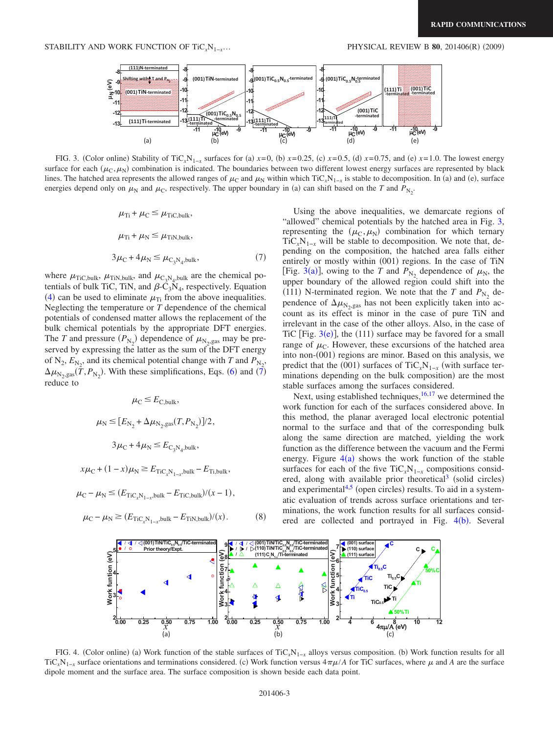FIG. 3. (Color online) Stability of $TiC_xN_{1-x}$ surfaces for (a) $x=0$, (b) $x=0.25$, (c) $x=0.5$, (d) $x=0.75$, and (e) $x=1.0$. The lowest energy surface for each $(\mu_C, \mu_N)$ combination is indicated. The boundaries between two different lowest energy surfaces are represented by black lines. The hatched area represents the allowed ranges of $\mu_C$ and $\mu_N$ within which $TiC_xN_{1-x}$ is stable to decomposition. In (a) and (e), surface energies depend only on $\mu_N$ and $\mu_C$, respectively. The upper boundary in (a) can shift based on the $T$ and $P_{N_2}$.

$$\mu_{Ti} + \mu_C \leq \mu_{TiC,bulk},$$

$$\mu_{Ti} + \mu_N \leq \mu_{TiN,bulk},$$

$$3\mu_C + 4\mu_N \leq \mu_{C_3N_4,bulk}, \tag{7}$$

where $\mu_{TiC,bulk}$, $\mu_{TiN,bulk}$, and $\mu_{C_3N_4,bulk}$ are the chemical potentials of bulk TiC, TiN, and $\beta$-$C_3N_4$, respectively. Equation (4) can be used to eliminate $\mu_{Ti}$ from the above inequalities. Neglecting the temperature or $T$ dependence of the chemical potentials of condensed matter allows the replacement of the bulk chemical potentials by the appropriate DFT energies. The $T$ and pressure $(P_{N_2})$ dependence of $\mu_{N_2,gas}$ may be preserved by expressing the latter as the sum of the DFT energy of $N_2$, $E_{N_2}$, and its chemical potential change with $T$ and $P_{N_2}$, $\Delta\mu_{N_2,gas}(T,P_{N_2})$. With these simplifications, Eqs. (6) and (7) reduce to

$$\mu_C \leq E_{C,bulk},$$

$$\mu_N \leq [E_{N_2} + \Delta\mu_{N_2,gas}(T,P_{N_2})]/2,$$

$$3\mu_C + 4\mu_N \leq E_{C_3N_4,bulk},$$

$$x\mu_C + (1-x)\mu_N \geq E_{TiC_xN_{1-x},bulk} - E_{Ti,bulk},$$

$$\mu_C - \mu_N \leq (E_{TiC_xN_{1-x},bulk} - E_{TiC,bulk})/(x-1),$$

$$\mu_C - \mu_N \geq (E_{TiC_xN_{1-x},bulk} - E_{TiN,bulk})/(x). \tag{8}$$

Using the above inequalities, we demarcate regions of "allowed" chemical potentials by the hatched area in Fig. 3, representing the $(\mu_C, \mu_N)$ combination for which ternary $TiC_xN_{1-x}$ will be stable to decomposition. We note that, depending on the composition, the hatched area falls either entirely or mostly within (001) regions. In the case of TiN [Fig. 3(a)], owing to the $T$ and $P_{N_2}$ dependence of $\mu_N$, the upper boundary of the allowed region could shift into the (111) N-terminated region. We note that the $T$ and $P_{N_2}$ dependence of $\Delta\mu_{N_2,gas}$ has not been explicitly taken into account as its effect is minor in the case of pure TiN and irrelevant in the case of the other alloys. Also, in the case of TiC [Fig. 3(e)], the (111) surface may be favored for a small range of $\mu_C$. However, these excursions of the hatched area into non-(001) regions are minor. Based on this analysis, we predict that the (001) surfaces of $TiC_xN_{1-x}$ (with surface terminations depending on the bulk composition) are the most stable surfaces among the surfaces considered.

Next, using established techniques,[16,17] we determined the work function for each of the surfaces considered above. In this method, the planar averaged local electronic potential normal to the surface and that of the corresponding bulk along the same direction are matched, yielding the work function as the difference between the vacuum and the Fermi energy. Figure 4(a) shows the work function of the stable surfaces for each of the five $TiC_xN_{1-x}$ compositions considered, along with available prior theoretical[3] (solid circles) and experimental[4,5] (open circles) results. To aid in a systematic evaluation of trends across surface orientations and terminations, the work function results for all surfaces considered are collected and portrayed in Fig. 4(b). Several

FIG. 4. (Color online) (a) Work function of the stable surfaces of $TiC_xN_{1-x}$ alloys versus composition. (b) Work function results for all $TiC_xN_{1-x}$ surface orientations and terminations considered. (c) Work function versus $4\pi\mu/A$ for TiC surfaces, where $\mu$ and $A$ are the surface dipole moment and the surface area. The surface composition is shown beside each data point.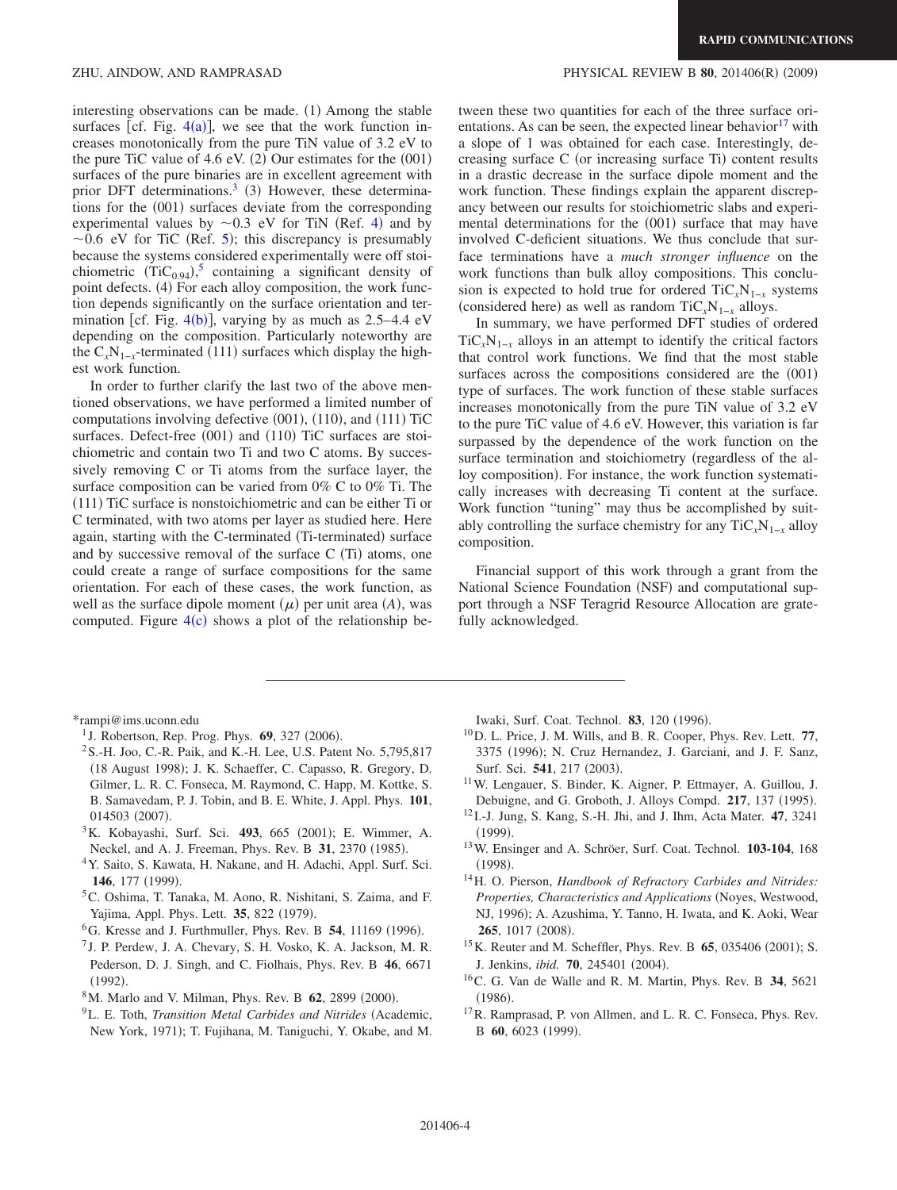interesting observations can be made. (1) Among the stable surfaces [cf. Fig. 4(a)], we see that the work function increases monotonically from the pure TiN value of 3.2 eV to the pure TiC value of 4.6 eV. (2) Our estimates for the (001) surfaces of the pure binaries are in excellent agreement with prior DFT determinations.[3] (3) However, these determinations for the (001) surfaces deviate from the corresponding experimental values by ~0.3 eV for TiN (Ref. 4) and by ~0.6 eV for TiC (Ref. 5); this discrepancy is presumably because the systems considered experimentally were off stoichiometric ($TiC_{0.94}$),[5] containing a significant density of point defects. (4) For each alloy composition, the work function depends significantly on the surface orientation and termination [cf. Fig. 4(b)], varying by as much as 2.5–4.4 eV depending on the composition. Particularly noteworthy are the $C_xN_{1-x}$-terminated (111) surfaces which display the highest work function.

In order to further clarify the last two of the above mentioned observations, we have performed a limited number of computations involving defective (001), (110), and (111) TiC surfaces. Defect-free (001) and (110) TiC surfaces are stoichiometric and contain two Ti and two C atoms. By successively removing C or Ti atoms from the surface layer, the surface composition can be varied from 0% C to 0% Ti. The (111) TiC surface is nonstoichiometric and can be either Ti or C terminated, with two atoms per layer as studied here. Here again, starting with the C-terminated (Ti-terminated) surface and by successive removal of the surface C (Ti) atoms, one could create a range of surface compositions for the same orientation. For each of these cases, the work function, as well as the surface dipole moment ($\mu$) per unit area ($A$), was computed. Figure 4(c) shows a plot of the relationship between these two quantities for each of the three surface orientations. As can be seen, the expected linear behavior[17] with a slope of 1 was obtained for each case. Interestingly, decreasing surface C (or increasing surface Ti) content results in a drastic decrease in the surface dipole moment and the work function. These findings explain the apparent discrepancy between our results for stoichiometric slabs and experimental determinations for the (001) surface that may have involved C-deficient situations. We thus conclude that surface terminations have a *much stronger influence* on the work functions than bulk alloy compositions. This conclusion is expected to hold true for ordered $TiC_xN_{1-x}$ systems (considered here) as well as random $TiC_xN_{1-x}$ alloys.

In summary, we have performed DFT studies of ordered $TiC_xN_{1-x}$ alloys in an attempt to identify the critical factors that control work functions. We find that the most stable surfaces across the compositions considered are the (001) type of surfaces. The work function of these stable surfaces increases monotonically from the pure TiN value of 3.2 eV to the pure TiC value of 4.6 eV. However, this variation is far surpassed by the dependence of the work function on the surface termination and stoichiometry (regardless of the alloy composition). For instance, the work function systematically increases with decreasing Ti content at the surface. Work function "tuning" may thus be accomplished by suitably controlling the surface chemistry for any $TiC_xN_{1-x}$ alloy composition.

Financial support of this work through a grant from the National Science Foundation (NSF) and computational support through a NSF Teragrid Resource Allocation are gratefully acknowledged.

---

*rampi@ims.uconn.edu

[1] J. Robertson, Rep. Prog. Phys. **69**, 327 (2006).

[2] S.-H. Joo, C.-R. Paik, and K.-H. Lee, U.S. Patent No. 5,795,817 (18 August 1998); J. K. Schaeffer, C. Capasso, R. Gregory, D. Gilmer, L. R. C. Fonseca, M. Raymond, C. Happ, M. Kottke, S. B. Samavedam, P. J. Tobin, and B. E. White, J. Appl. Phys. **101**, 014503 (2007).

[3] K. Kobayashi, Surf. Sci. **493**, 665 (2001); E. Wimmer, A. Neckel, and A. J. Freeman, Phys. Rev. B **31**, 2370 (1985).

[4] Y. Saito, S. Kawata, H. Nakane, and H. Adachi, Appl. Surf. Sci. **146**, 177 (1999).

[5] C. Oshima, T. Tanaka, M. Aono, R. Nishitani, S. Zaima, and F. Yajima, Appl. Phys. Lett. **35**, 822 (1979).

[6] G. Kresse and J. Furthmuller, Phys. Rev. B **54**, 11169 (1996).

[7] J. P. Perdew, J. A. Chevary, S. H. Vosko, K. A. Jackson, M. R. Pederson, D. J. Singh, and C. Fiolhais, Phys. Rev. B **46**, 6671 (1992).

[8] M. Marlo and V. Milman, Phys. Rev. B **62**, 2899 (2000).

[9] L. E. Toth, *Transition Metal Carbides and Nitrides* (Academic, New York, 1971); T. Fujihana, M. Taniguchi, Y. Okabe, and M. Iwaki, Surf. Coat. Technol. **83**, 120 (1996).

[10] D. L. Price, J. M. Wills, and B. R. Cooper, Phys. Rev. Lett. **77**, 3375 (1996); N. Cruz Hernandez, J. Garciani, and J. F. Sanz, Surf. Sci. **541**, 217 (2003).

[11] W. Lengauer, S. Binder, K. Aigner, P. Ettmayer, A. Guillou, J. Debuigne, and G. Groboth, J. Alloys Compd. **217**, 137 (1995).

[12] I.-J. Jung, S. Kang, S.-H. Jhi, and J. Ihm, Acta Mater. **47**, 3241 (1999).

[13] W. Ensinger and A. Schröer, Surf. Coat. Technol. **103-104**, 168 (1998).

[14] H. O. Pierson, *Handbook of Refractory Carbides and Nitrides: Properties, Characteristics and Applications* (Noyes, Westwood, NJ, 1996); A. Azushima, Y. Tanno, H. Iwata, and K. Aoki, Wear **265**, 1017 (2008).

[15] K. Reuter and M. Scheffler, Phys. Rev. B **65**, 035406 (2001); S. J. Jenkins, *ibid.* **70**, 245401 (2004).

[16] C. G. Van de Walle and R. M. Martin, Phys. Rev. B **34**, 5621 (1986).

[17] R. Ramprasad, P. von Allmen, and L. R. C. Fonseca, Phys. Rev. B **60**, 6023 (1999).